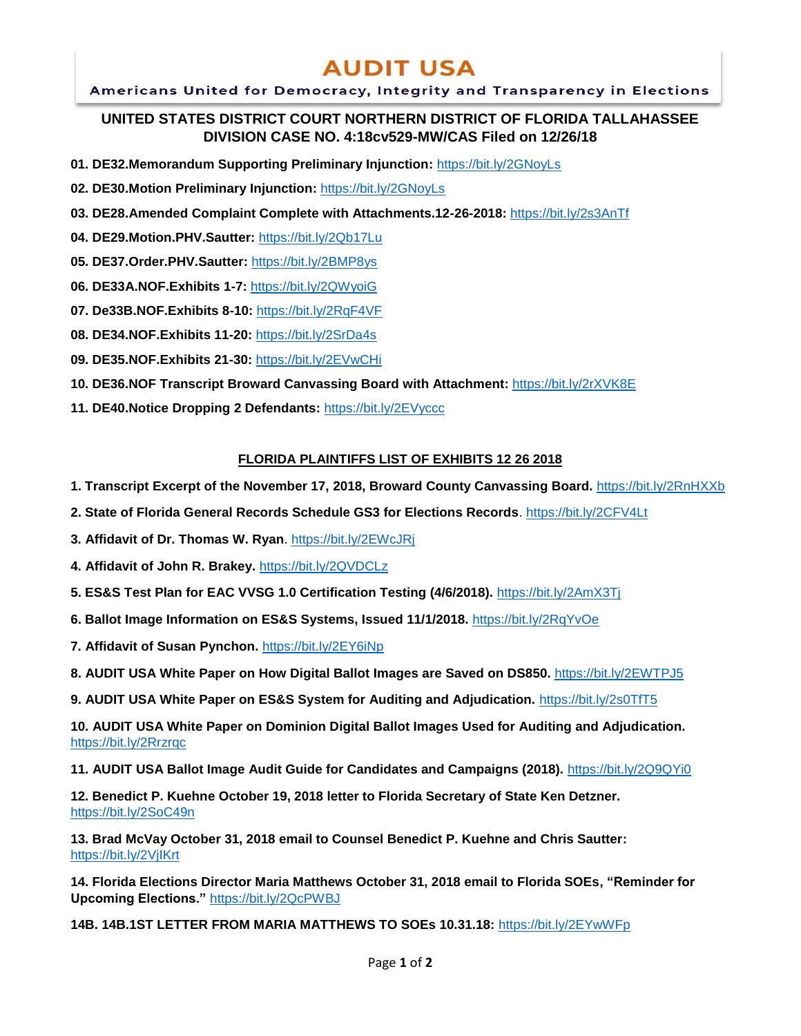# AUDIT USA

Americans United for Democracy, Integrity and Transparency in Elections

## UNITED STATES DISTRICT COURT NORTHERN DISTRICT OF FLORIDA TALLAHASSEE DIVISION CASE NO. 4:18cv529-MW/CAS Filed on 12/26/18

**01. DE32.Memorandum Supporting Preliminary Injunction:** https://bit.ly/2GNoyLs

**02. DE30.Motion Preliminary Injunction:** https://bit.ly/2GNoyLs

**03. DE28.Amended Complaint Complete with Attachments.12-26-2018:** https://bit.ly/2s3AnTf

**04. DE29.Motion.PHV.Sautter:** https://bit.ly/2Qb17Lu

**05. DE37.Order.PHV.Sautter:** https://bit.ly/2BMP8ys

**06. DE33A.NOF.Exhibits 1-7:** https://bit.ly/2QWyoiG

**07. De33B.NOF.Exhibits 8-10:** https://bit.ly/2RqF4VF

**08. DE34.NOF.Exhibits 11-20:** https://bit.ly/2SrDa4s

**09. DE35.NOF.Exhibits 21-30:** https://bit.ly/2EVwCHi

**10. DE36.NOF Transcript Broward Canvassing Board with Attachment:** https://bit.ly/2rXVK8E

**11. DE40.Notice Dropping 2 Defendants:** https://bit.ly/2EVyccc

## FLORIDA PLAINTIFFS LIST OF EXHIBITS 12 26 2018

**1. Transcript Excerpt of the November 17, 2018, Broward County Canvassing Board.** https://bit.ly/2RnHXXb

**2. State of Florida General Records Schedule GS3 for Elections Records**. https://bit.ly/2CFV4Lt

**3. Affidavit of Dr. Thomas W. Ryan**. https://bit.ly/2EWcJRj

**4. Affidavit of John R. Brakey.** https://bit.ly/2QVDCLz

**5. ES&S Test Plan for EAC VVSG 1.0 Certification Testing (4/6/2018).** https://bit.ly/2AmX3Tj

**6. Ballot Image Information on ES&S Systems, Issued 11/1/2018.** https://bit.ly/2RqYvOe

**7. Affidavit of Susan Pynchon.** https://bit.ly/2EY6iNp

**8. AUDIT USA White Paper on How Digital Ballot Images are Saved on DS850.** https://bit.ly/2EWTPJ5

**9. AUDIT USA White Paper on ES&S System for Auditing and Adjudication.** https://bit.ly/2s0TfT5

**10. AUDIT USA White Paper on Dominion Digital Ballot Images Used for Auditing and Adjudication.** https://bit.ly/2Rrzrqc

**11. AUDIT USA Ballot Image Audit Guide for Candidates and Campaigns (2018).** https://bit.ly/2Q9QYi0

**12. Benedict P. Kuehne October 19, 2018 letter to Florida Secretary of State Ken Detzner.** https://bit.ly/2SoC49n

**13. Brad McVay October 31, 2018 email to Counsel Benedict P. Kuehne and Chris Sautter:** https://bit.ly/2VjIKrt

**14. Florida Elections Director Maria Matthews October 31, 2018 email to Florida SOEs, "Reminder for Upcoming Elections."** https://bit.ly/2QcPWBJ

**14B. 14B.1ST LETTER FROM MARIA MATTHEWS TO SOEs 10.31.18:** https://bit.ly/2EYwWFp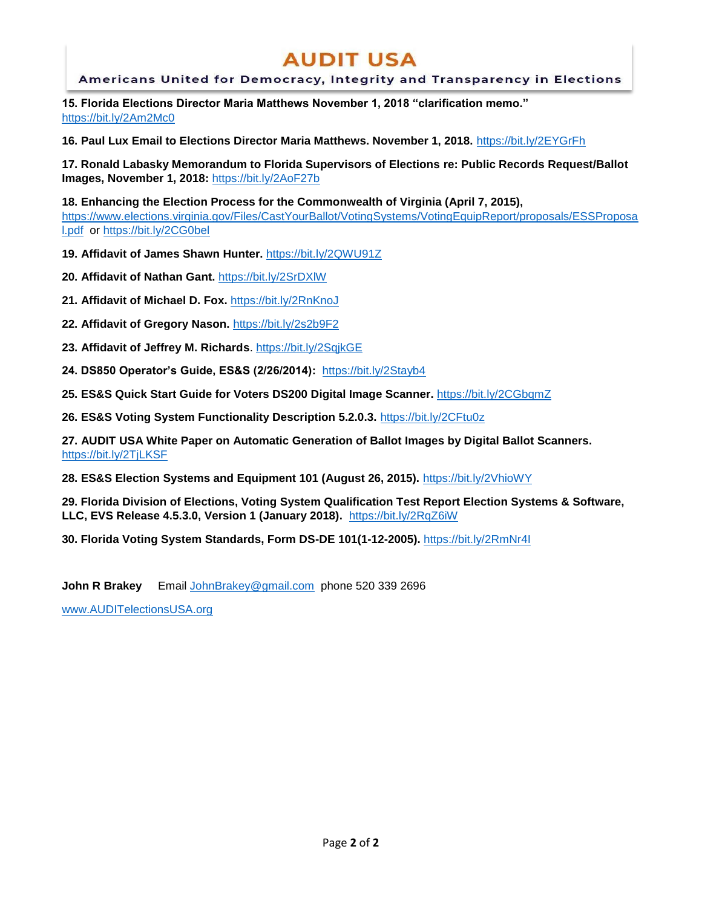**15. Florida Elections Director Maria Matthews November 1, 2018 "clarification memo."** https://bit.ly/2Am2Mc0

**16. Paul Lux Email to Elections Director Maria Matthews. November 1, 2018.** https://bit.ly/2EYGrFh

**17. Ronald Labasky Memorandum to Florida Supervisors of Elections re: Public Records Request/Ballot Images, November 1, 2018:** https://bit.ly/2AoF27b

**18. Enhancing the Election Process for the Commonwealth of Virginia (April 7, 2015),** https://www.elections.virginia.gov/Files/CastYourBallot/VotingSystems/VotingEquipReport/proposals/ESSProposal.pdf or https://bit.ly/2CG0bel

**19. Affidavit of James Shawn Hunter.** https://bit.ly/2QWU91Z

**20. Affidavit of Nathan Gant.** https://bit.ly/2SrDXlW

**21. Affidavit of Michael D. Fox.** https://bit.ly/2RnKnoJ

**22. Affidavit of Gregory Nason.** https://bit.ly/2s2b9F2

**23. Affidavit of Jeffrey M. Richards**. https://bit.ly/2SqjkGE

**24. DS850 Operator's Guide, ES&S (2/26/2014):** https://bit.ly/2Stayb4

**25. ES&S Quick Start Guide for Voters DS200 Digital Image Scanner.** https://bit.ly/2CGbqmZ

**26. ES&S Voting System Functionality Description 5.2.0.3.** https://bit.ly/2CFtu0z

**27. AUDIT USA White Paper on Automatic Generation of Ballot Images by Digital Ballot Scanners.** https://bit.ly/2TjLKSF

**28. ES&S Election Systems and Equipment 101 (August 26, 2015).** https://bit.ly/2VhioWY

**29. Florida Division of Elections, Voting System Qualification Test Report Election Systems & Software, LLC, EVS Release 4.5.3.0, Version 1 (January 2018).** https://bit.ly/2RqZ6iW

**30. Florida Voting System Standards, Form DS-DE 101(1-12-2005).** https://bit.ly/2RmNr4I

**John R Brakey** Email JohnBrakey@gmail.com phone 520 339 2696

www.AUDITelectionsUSA.org